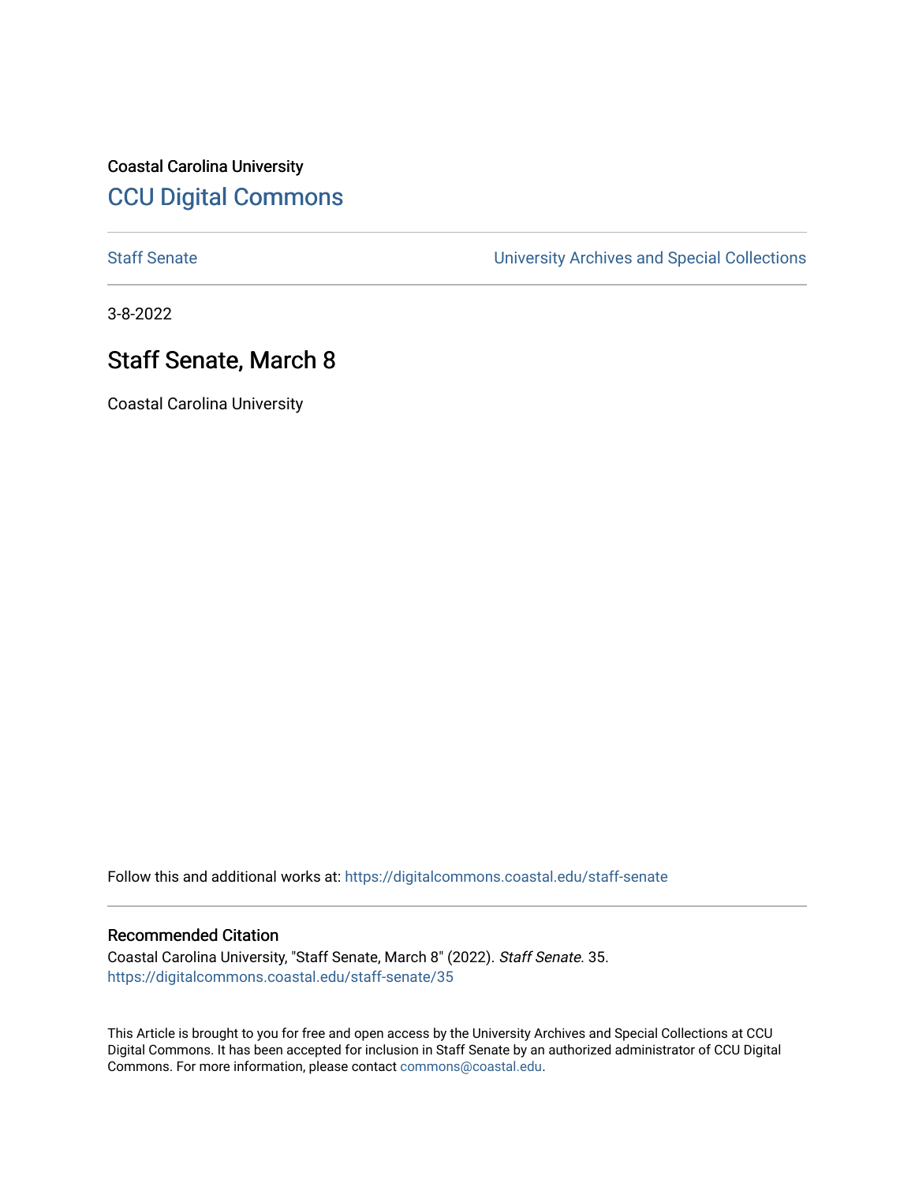Coastal Carolina University

## CCU Digital Commons

Staff Senate

University Archives and Special Collections

3-8-2022

# Staff Senate, March 8

Coastal Carolina University

Follow this and additional works at: https://digitalcommons.coastal.edu/staff-senate

### Recommended Citation

Coastal Carolina University, "Staff Senate, March 8" (2022). *Staff Senate*. 35.
https://digitalcommons.coastal.edu/staff-senate/35

This Article is brought to you for free and open access by the University Archives and Special Collections at CCU Digital Commons. It has been accepted for inclusion in Staff Senate by an authorized administrator of CCU Digital Commons. For more information, please contact commons@coastal.edu.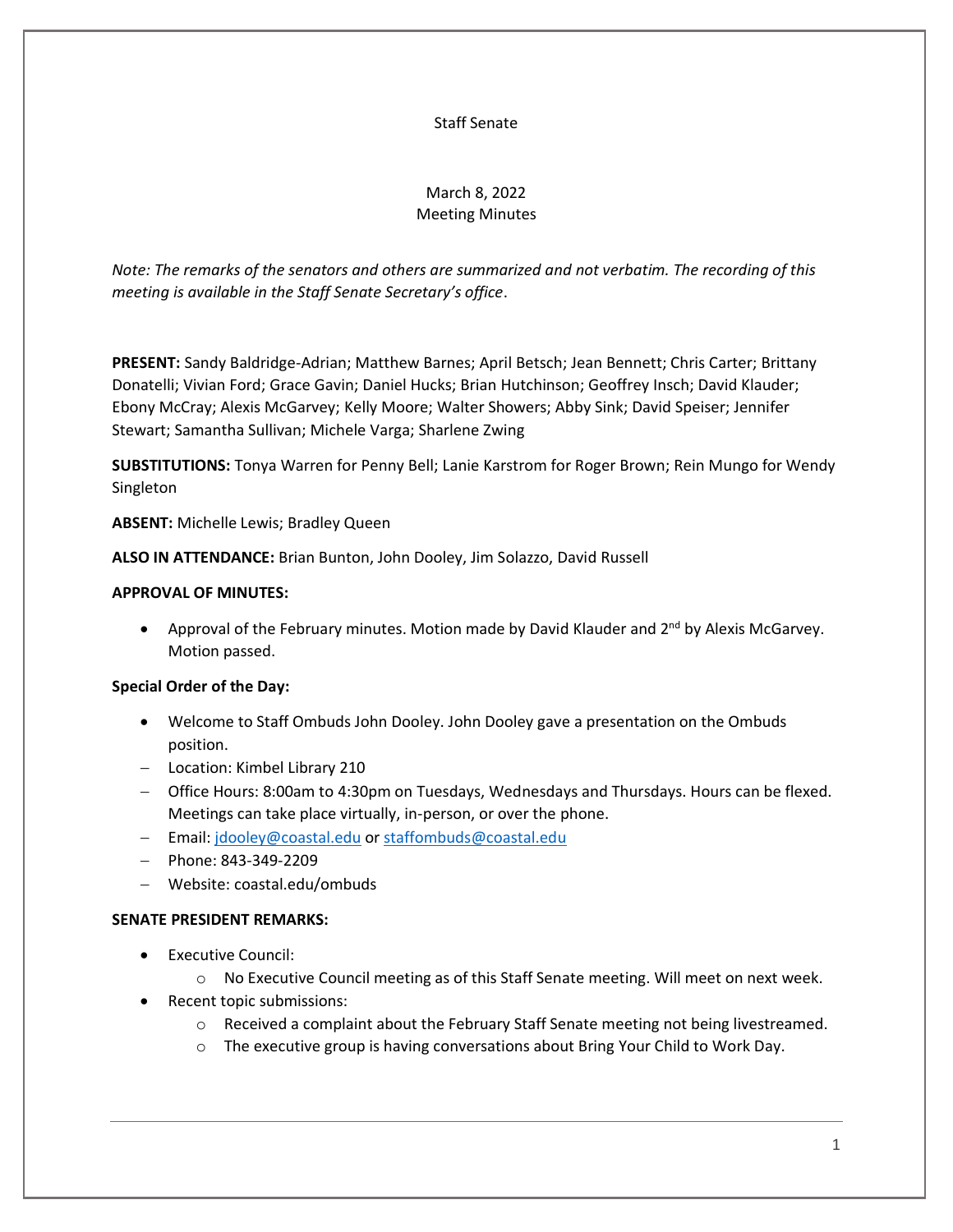Staff Senate

March 8, 2022
Meeting Minutes

*Note: The remarks of the senators and others are summarized and not verbatim. The recording of this meeting is available in the Staff Senate Secretary's office*.

**PRESENT:** Sandy Baldridge-Adrian; Matthew Barnes; April Betsch; Jean Bennett; Chris Carter; Brittany Donatelli; Vivian Ford; Grace Gavin; Daniel Hucks; Brian Hutchinson; Geoffrey Insch; David Klauder; Ebony McCray; Alexis McGarvey; Kelly Moore; Walter Showers; Abby Sink; David Speiser; Jennifer Stewart; Samantha Sullivan; Michele Varga; Sharlene Zwing

**SUBSTITUTIONS:** Tonya Warren for Penny Bell; Lanie Karstrom for Roger Brown; Rein Mungo for Wendy Singleton

**ABSENT:** Michelle Lewis; Bradley Queen

**ALSO IN ATTENDANCE:** Brian Bunton, John Dooley, Jim Solazzo, David Russell

**APPROVAL OF MINUTES:**

- Approval of the February minutes. Motion made by David Klauder and 2nd by Alexis McGarvey. Motion passed.

**Special Order of the Day:**

- Welcome to Staff Ombuds John Dooley. John Dooley gave a presentation on the Ombuds position.
- Location: Kimbel Library 210
- Office Hours: 8:00am to 4:30pm on Tuesdays, Wednesdays and Thursdays. Hours can be flexed. Meetings can take place virtually, in-person, or over the phone.
- Email: jdooley@coastal.edu or staffombuds@coastal.edu
- Phone: 843-349-2209
- Website: coastal.edu/ombuds

**SENATE PRESIDENT REMARKS:**

- Executive Council:
  - No Executive Council meeting as of this Staff Senate meeting. Will meet on next week.
- Recent topic submissions:
  - Received a complaint about the February Staff Senate meeting not being livestreamed.
  - The executive group is having conversations about Bring Your Child to Work Day.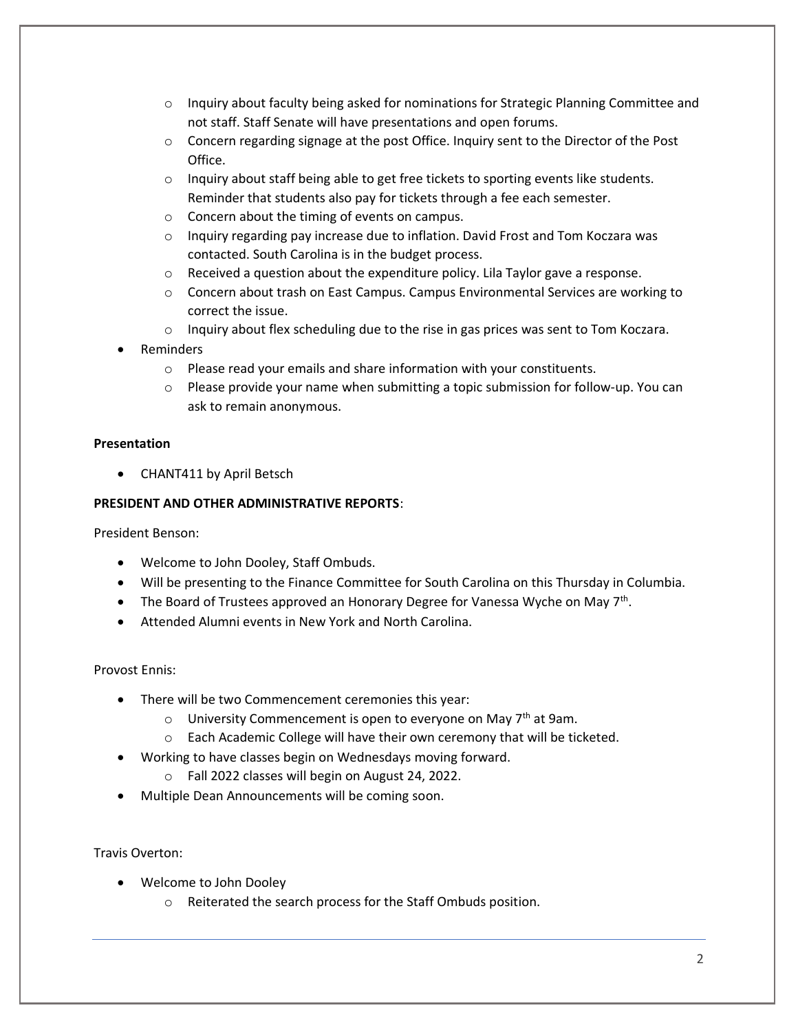- Inquiry about faculty being asked for nominations for Strategic Planning Committee and not staff. Staff Senate will have presentations and open forums.
  - Concern regarding signage at the post Office. Inquiry sent to the Director of the Post Office.
  - Inquiry about staff being able to get free tickets to sporting events like students. Reminder that students also pay for tickets through a fee each semester.
  - Concern about the timing of events on campus.
  - Inquiry regarding pay increase due to inflation. David Frost and Tom Koczara was contacted. South Carolina is in the budget process.
  - Received a question about the expenditure policy. Lila Taylor gave a response.
  - Concern about trash on East Campus. Campus Environmental Services are working to correct the issue.
  - Inquiry about flex scheduling due to the rise in gas prices was sent to Tom Koczara.
- Reminders
  - Please read your emails and share information with your constituents.
  - Please provide your name when submitting a topic submission for follow-up. You can ask to remain anonymous.

**Presentation**

- CHANT411 by April Betsch

**PRESIDENT AND OTHER ADMINISTRATIVE REPORTS**:

President Benson:

- Welcome to John Dooley, Staff Ombuds.
- Will be presenting to the Finance Committee for South Carolina on this Thursday in Columbia.
- The Board of Trustees approved an Honorary Degree for Vanessa Wyche on May 7th.
- Attended Alumni events in New York and North Carolina.

Provost Ennis:

- There will be two Commencement ceremonies this year:
  - University Commencement is open to everyone on May 7th at 9am.
  - Each Academic College will have their own ceremony that will be ticketed.
- Working to have classes begin on Wednesdays moving forward.
  - Fall 2022 classes will begin on August 24, 2022.
- Multiple Dean Announcements will be coming soon.

Travis Overton:

- Welcome to John Dooley
  - Reiterated the search process for the Staff Ombuds position.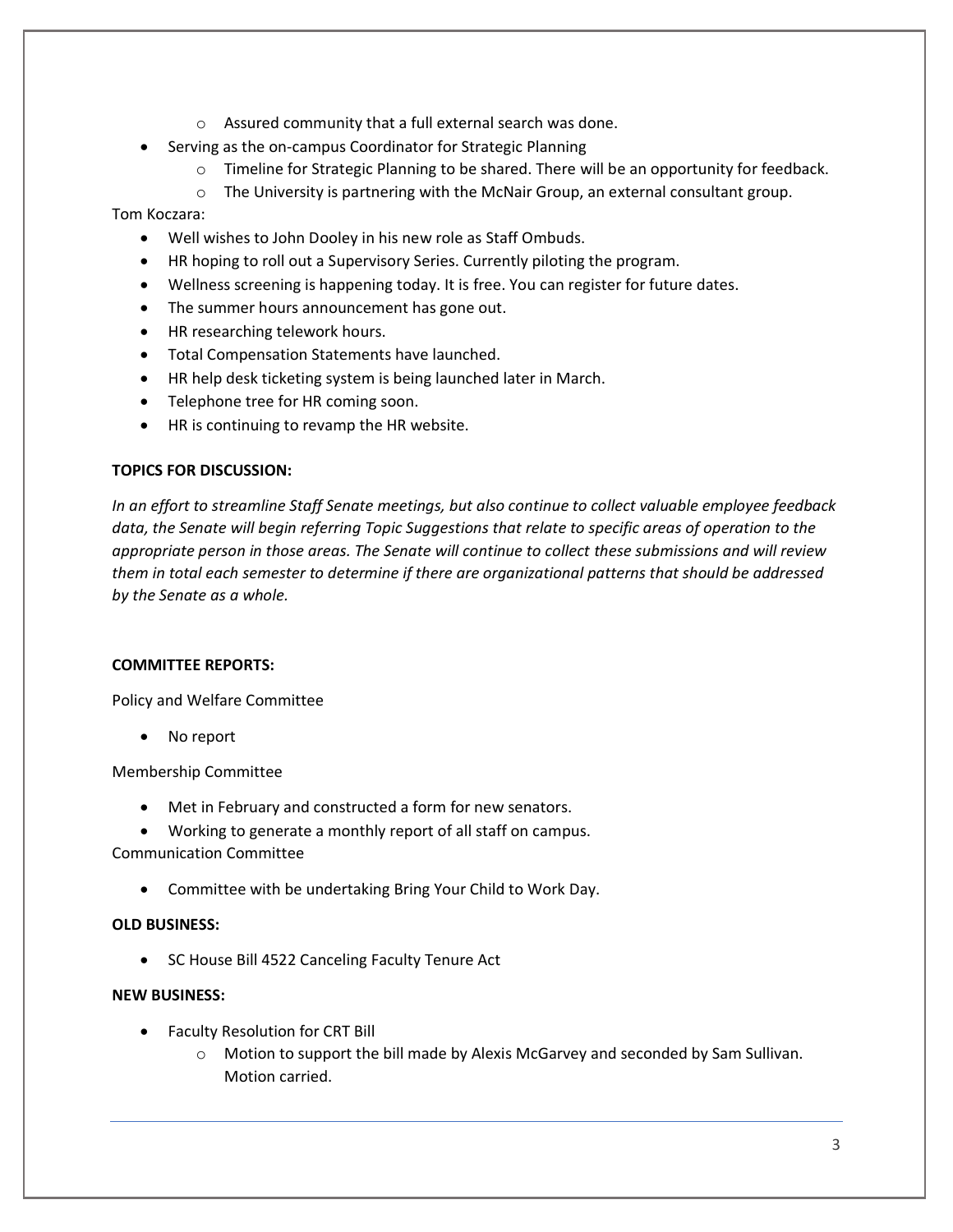- Assured community that a full external search was done.
- Serving as the on-campus Coordinator for Strategic Planning
    - Timeline for Strategic Planning to be shared. There will be an opportunity for feedback.
    - The University is partnering with the McNair Group, an external consultant group.

Tom Koczara:

- Well wishes to John Dooley in his new role as Staff Ombuds.
- HR hoping to roll out a Supervisory Series. Currently piloting the program.
- Wellness screening is happening today. It is free. You can register for future dates.
- The summer hours announcement has gone out.
- HR researching telework hours.
- Total Compensation Statements have launched.
- HR help desk ticketing system is being launched later in March.
- Telephone tree for HR coming soon.
- HR is continuing to revamp the HR website.

**TOPICS FOR DISCUSSION:**

*In an effort to streamline Staff Senate meetings, but also continue to collect valuable employee feedback data, the Senate will begin referring Topic Suggestions that relate to specific areas of operation to the appropriate person in those areas. The Senate will continue to collect these submissions and will review them in total each semester to determine if there are organizational patterns that should be addressed by the Senate as a whole.*

**COMMITTEE REPORTS:**

Policy and Welfare Committee

- No report

Membership Committee

- Met in February and constructed a form for new senators.
- Working to generate a monthly report of all staff on campus.

Communication Committee

- Committee with be undertaking Bring Your Child to Work Day.

**OLD BUSINESS:**

- SC House Bill 4522 Canceling Faculty Tenure Act

**NEW BUSINESS:**

- Faculty Resolution for CRT Bill
    - Motion to support the bill made by Alexis McGarvey and seconded by Sam Sullivan. Motion carried.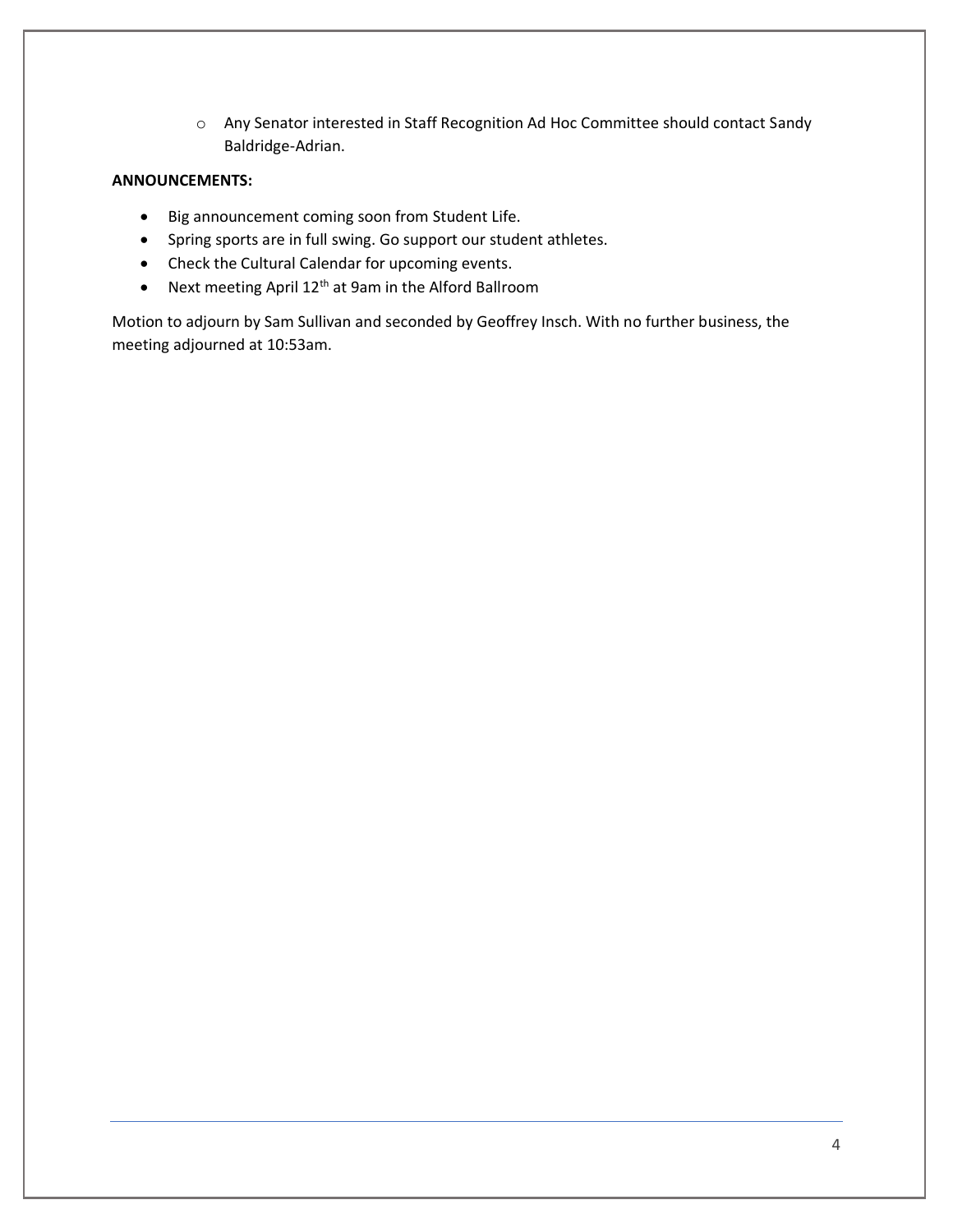- Any Senator interested in Staff Recognition Ad Hoc Committee should contact Sandy Baldridge-Adrian.

**ANNOUNCEMENTS:**

- Big announcement coming soon from Student Life.
- Spring sports are in full swing. Go support our student athletes.
- Check the Cultural Calendar for upcoming events.
- Next meeting April 12th at 9am in the Alford Ballroom

Motion to adjourn by Sam Sullivan and seconded by Geoffrey Insch. With no further business, the meeting adjourned at 10:53am.